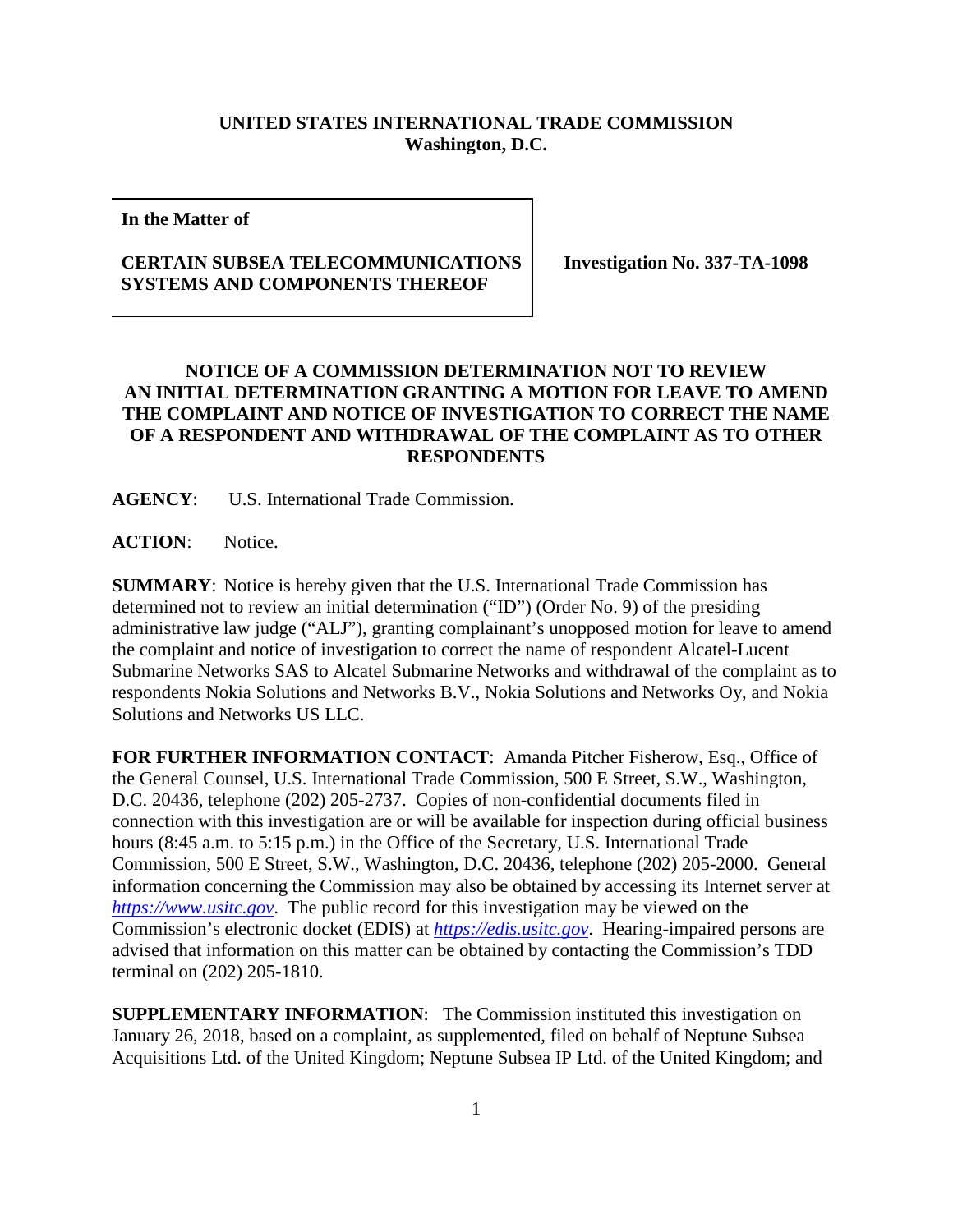**UNITED STATES INTERNATIONAL TRADE COMMISSION**
**Washington, D.C.**

| **In the Matter of**<br><br>**CERTAIN SUBSEA TELECOMMUNICATIONS SYSTEMS AND COMPONENTS THEREOF** | **Investigation No. 337-TA-1098** |
|---|---|

## NOTICE OF A COMMISSION DETERMINATION NOT TO REVIEW AN INITIAL DETERMINATION GRANTING A MOTION FOR LEAVE TO AMEND THE COMPLAINT AND NOTICE OF INVESTIGATION TO CORRECT THE NAME OF A RESPONDENT AND WITHDRAWAL OF THE COMPLAINT AS TO OTHER RESPONDENTS

**AGENCY**: U.S. International Trade Commission.

**ACTION**: Notice.

**SUMMARY**: Notice is hereby given that the U.S. International Trade Commission has determined not to review an initial determination ("ID") (Order No. 9) of the presiding administrative law judge ("ALJ"), granting complainant's unopposed motion for leave to amend the complaint and notice of investigation to correct the name of respondent Alcatel-Lucent Submarine Networks SAS to Alcatel Submarine Networks and withdrawal of the complaint as to respondents Nokia Solutions and Networks B.V., Nokia Solutions and Networks Oy, and Nokia Solutions and Networks US LLC.

**FOR FURTHER INFORMATION CONTACT**: Amanda Pitcher Fisherow, Esq., Office of the General Counsel, U.S. International Trade Commission, 500 E Street, S.W., Washington, D.C. 20436, telephone (202) 205-2737. Copies of non-confidential documents filed in connection with this investigation are or will be available for inspection during official business hours (8:45 a.m. to 5:15 p.m.) in the Office of the Secretary, U.S. International Trade Commission, 500 E Street, S.W., Washington, D.C. 20436, telephone (202) 205-2000. General information concerning the Commission may also be obtained by accessing its Internet server at *https://www.usitc.gov*. The public record for this investigation may be viewed on the Commission's electronic docket (EDIS) at *https://edis.usitc.gov*. Hearing-impaired persons are advised that information on this matter can be obtained by contacting the Commission's TDD terminal on (202) 205-1810.

**SUPPLEMENTARY INFORMATION**: The Commission instituted this investigation on January 26, 2018, based on a complaint, as supplemented, filed on behalf of Neptune Subsea Acquisitions Ltd. of the United Kingdom; Neptune Subsea IP Ltd. of the United Kingdom; and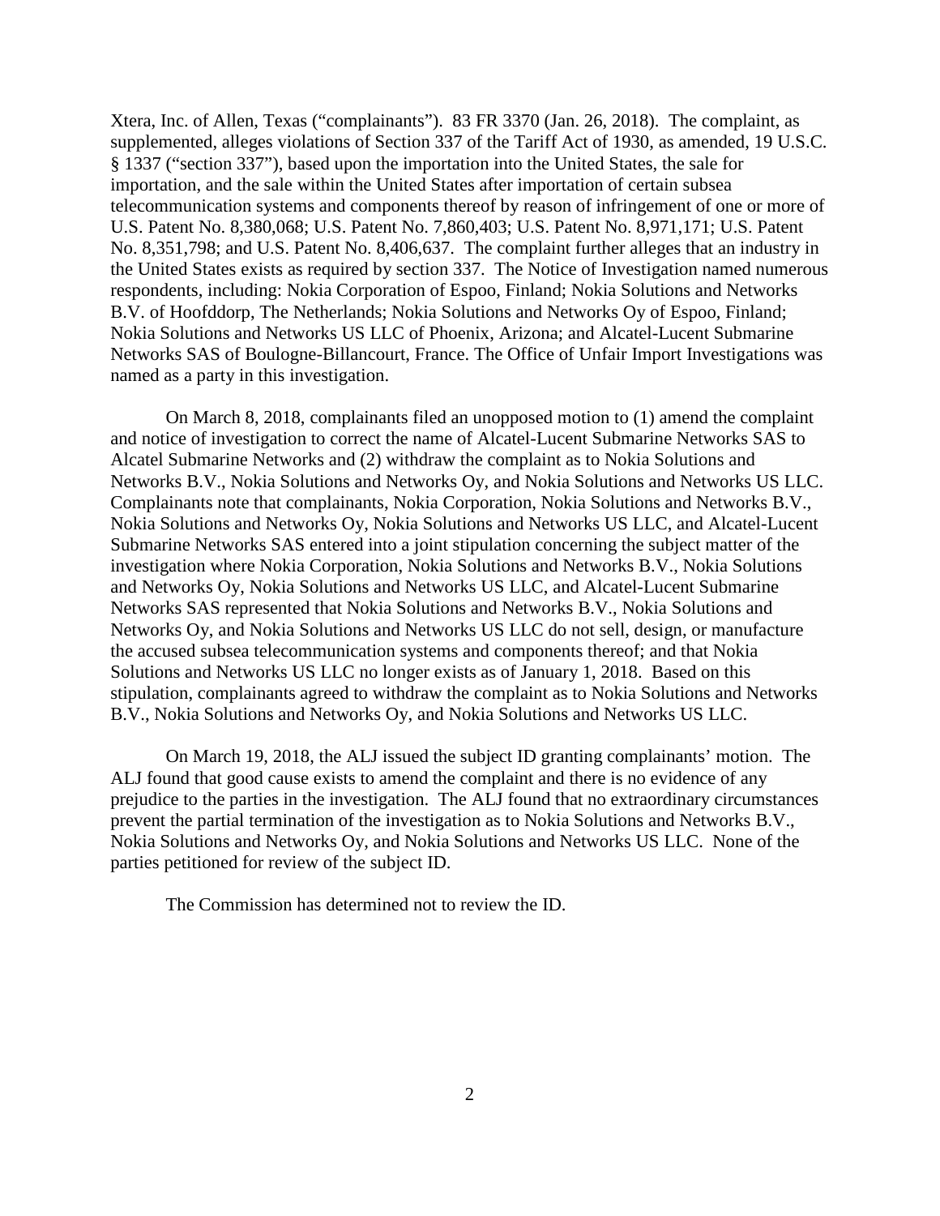Xtera, Inc. of Allen, Texas ("complainants"). 83 FR 3370 (Jan. 26, 2018). The complaint, as supplemented, alleges violations of Section 337 of the Tariff Act of 1930, as amended, 19 U.S.C. § 1337 ("section 337"), based upon the importation into the United States, the sale for importation, and the sale within the United States after importation of certain subsea telecommunication systems and components thereof by reason of infringement of one or more of U.S. Patent No. 8,380,068; U.S. Patent No. 7,860,403; U.S. Patent No. 8,971,171; U.S. Patent No. 8,351,798; and U.S. Patent No. 8,406,637. The complaint further alleges that an industry in the United States exists as required by section 337. The Notice of Investigation named numerous respondents, including: Nokia Corporation of Espoo, Finland; Nokia Solutions and Networks B.V. of Hoofddorp, The Netherlands; Nokia Solutions and Networks Oy of Espoo, Finland; Nokia Solutions and Networks US LLC of Phoenix, Arizona; and Alcatel-Lucent Submarine Networks SAS of Boulogne-Billancourt, France. The Office of Unfair Import Investigations was named as a party in this investigation.

On March 8, 2018, complainants filed an unopposed motion to (1) amend the complaint and notice of investigation to correct the name of Alcatel-Lucent Submarine Networks SAS to Alcatel Submarine Networks and (2) withdraw the complaint as to Nokia Solutions and Networks B.V., Nokia Solutions and Networks Oy, and Nokia Solutions and Networks US LLC. Complainants note that complainants, Nokia Corporation, Nokia Solutions and Networks B.V., Nokia Solutions and Networks Oy, Nokia Solutions and Networks US LLC, and Alcatel-Lucent Submarine Networks SAS entered into a joint stipulation concerning the subject matter of the investigation where Nokia Corporation, Nokia Solutions and Networks B.V., Nokia Solutions and Networks Oy, Nokia Solutions and Networks US LLC, and Alcatel-Lucent Submarine Networks SAS represented that Nokia Solutions and Networks B.V., Nokia Solutions and Networks Oy, and Nokia Solutions and Networks US LLC do not sell, design, or manufacture the accused subsea telecommunication systems and components thereof; and that Nokia Solutions and Networks US LLC no longer exists as of January 1, 2018. Based on this stipulation, complainants agreed to withdraw the complaint as to Nokia Solutions and Networks B.V., Nokia Solutions and Networks Oy, and Nokia Solutions and Networks US LLC.

On March 19, 2018, the ALJ issued the subject ID granting complainants' motion. The ALJ found that good cause exists to amend the complaint and there is no evidence of any prejudice to the parties in the investigation. The ALJ found that no extraordinary circumstances prevent the partial termination of the investigation as to Nokia Solutions and Networks B.V., Nokia Solutions and Networks Oy, and Nokia Solutions and Networks US LLC. None of the parties petitioned for review of the subject ID.

The Commission has determined not to review the ID.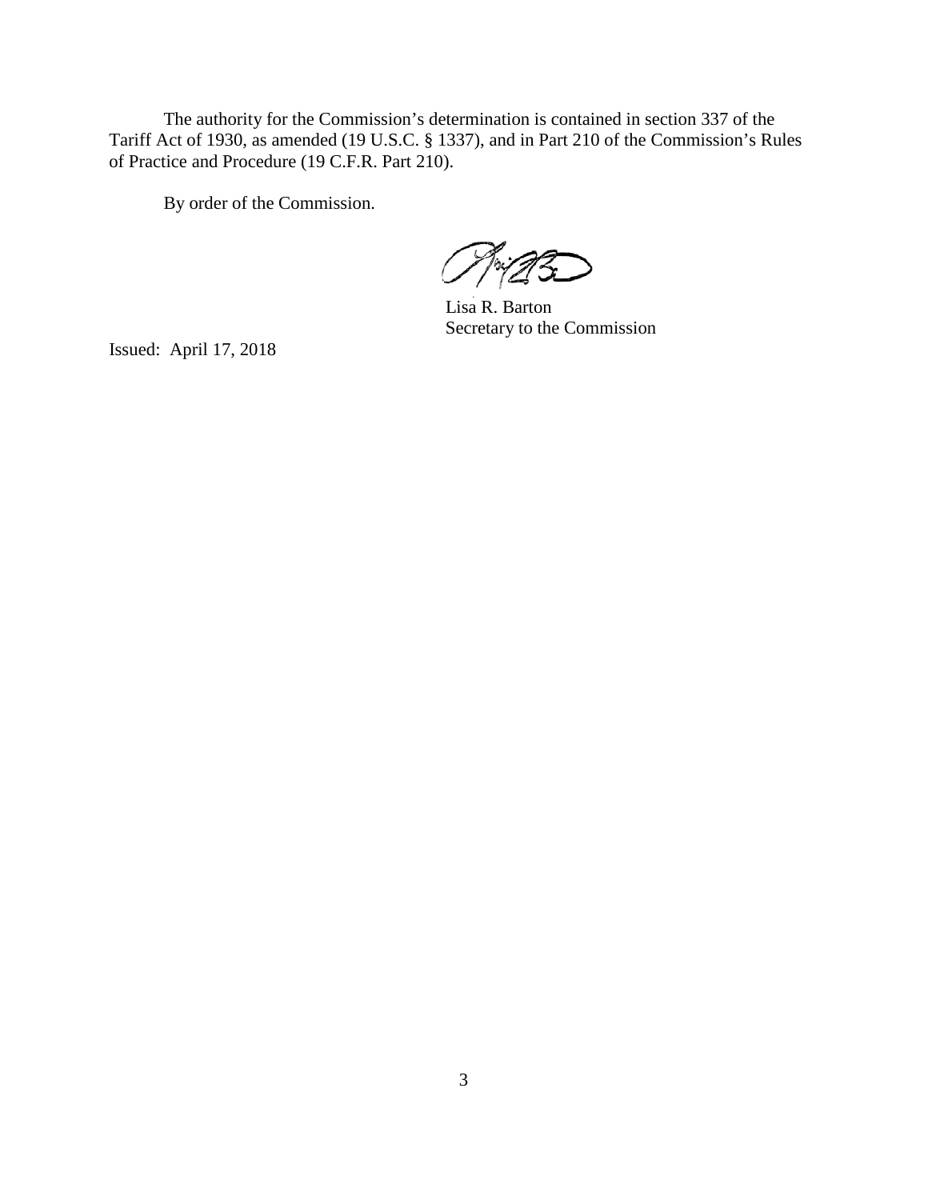The authority for the Commission's determination is contained in section 337 of the Tariff Act of 1930, as amended (19 U.S.C. § 1337), and in Part 210 of the Commission's Rules of Practice and Procedure (19 C.F.R. Part 210).

By order of the Commission.

Lisa R. Barton
Secretary to the Commission

Issued: April 17, 2018